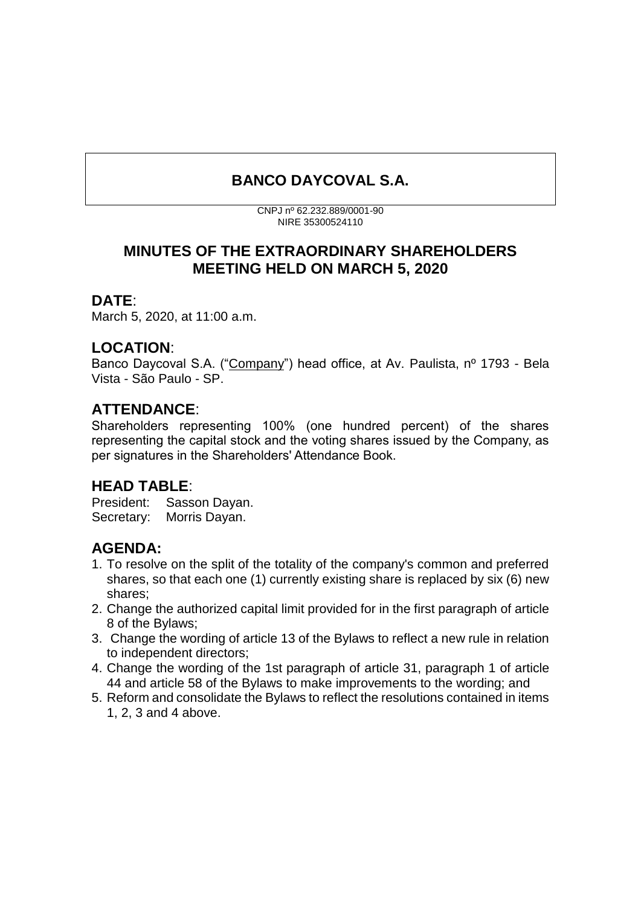# BANCO DAYCOVAL S.A.

CNPJ nº 62.232.889/0001-90
NIRE 35300524110

## MINUTES OF THE EXTRAORDINARY SHAREHOLDERS MEETING HELD ON MARCH 5, 2020

### DATE:

March 5, 2020, at 11:00 a.m.

### LOCATION:

Banco Daycoval S.A. ("Company") head office, at Av. Paulista, nº 1793 - Bela Vista - São Paulo - SP.

### ATTENDANCE:

Shareholders representing 100% (one hundred percent) of the shares representing the capital stock and the voting shares issued by the Company, as per signatures in the Shareholders' Attendance Book.

### HEAD TABLE:

President: Sasson Dayan.
Secretary: Morris Dayan.

### AGENDA:

1. To resolve on the split of the totality of the company's common and preferred shares, so that each one (1) currently existing share is replaced by six (6) new shares;
2. Change the authorized capital limit provided for in the first paragraph of article 8 of the Bylaws;
3. Change the wording of article 13 of the Bylaws to reflect a new rule in relation to independent directors;
4. Change the wording of the 1st paragraph of article 31, paragraph 1 of article 44 and article 58 of the Bylaws to make improvements to the wording; and
5. Reform and consolidate the Bylaws to reflect the resolutions contained in items 1, 2, 3 and 4 above.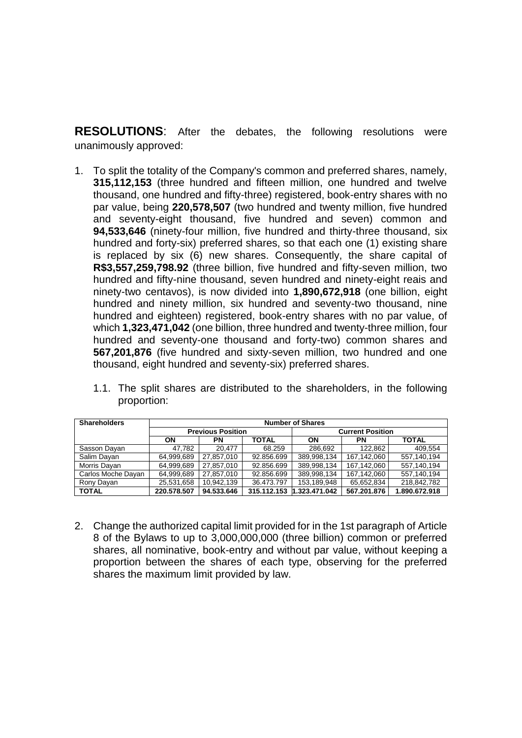**RESOLUTIONS**: After the debates, the following resolutions were unanimously approved:

1. To split the totality of the Company's common and preferred shares, namely, **315,112,153** (three hundred and fifteen million, one hundred and twelve thousand, one hundred and fifty-three) registered, book-entry shares with no par value, being **220,578,507** (two hundred and twenty million, five hundred and seventy-eight thousand, five hundred and seven) common and **94,533,646** (ninety-four million, five hundred and thirty-three thousand, six hundred and forty-six) preferred shares, so that each one (1) existing share is replaced by six (6) new shares. Consequently, the share capital of **R$3,557,259,798.92** (three billion, five hundred and fifty-seven million, two hundred and fifty-nine thousand, seven hundred and ninety-eight reais and ninety-two centavos), is now divided into **1,890,672,918** (one billion, eight hundred and ninety million, six hundred and seventy-two thousand, nine hundred and eighteen) registered, book-entry shares with no par value, of which **1,323,471,042** (one billion, three hundred and twenty-three million, four hundred and seventy-one thousand and forty-two) common shares and **567,201,876** (five hundred and sixty-seven million, two hundred and one thousand, eight hundred and seventy-six) preferred shares.

   1.1. The split shares are distributed to the shareholders, in the following proportion:

| Shareholders | Number of Shares | | | | | |
|---|---|---|---|---|---|---|
| | Previous Position | | | Current Position | | |
| | ON | PN | TOTAL | ON | PN | TOTAL |
| Sasson Dayan | 47.782 | 20.477 | 68.259 | 286,692 | 122,862 | 409,554 |
| Salim Dayan | 64,999,689 | 27,857,010 | 92.856.699 | 389,998,134 | 167,142,060 | 557,140,194 |
| Morris Dayan | 64,999,689 | 27,857,010 | 92.856.699 | 389,998,134 | 167,142,060 | 557,140,194 |
| Carlos Moche Dayan | 64,999,689 | 27,857,010 | 92.856.699 | 389,998,134 | 167,142,060 | 557,140,194 |
| Rony Dayan | 25,531,658 | 10,942,139 | 36.473.797 | 153,189,948 | 65,652,834 | 218,842,782 |
| **TOTAL** | **220.578.507** | **94.533.646** | **315.112.153** | **1.323.471.042** | **567.201.876** | **1.890.672.918** |

2. Change the authorized capital limit provided for in the 1st paragraph of Article 8 of the Bylaws to up to 3,000,000,000 (three billion) common or preferred shares, all nominative, book-entry and without par value, without keeping a proportion between the shares of each type, observing for the preferred shares the maximum limit provided by law.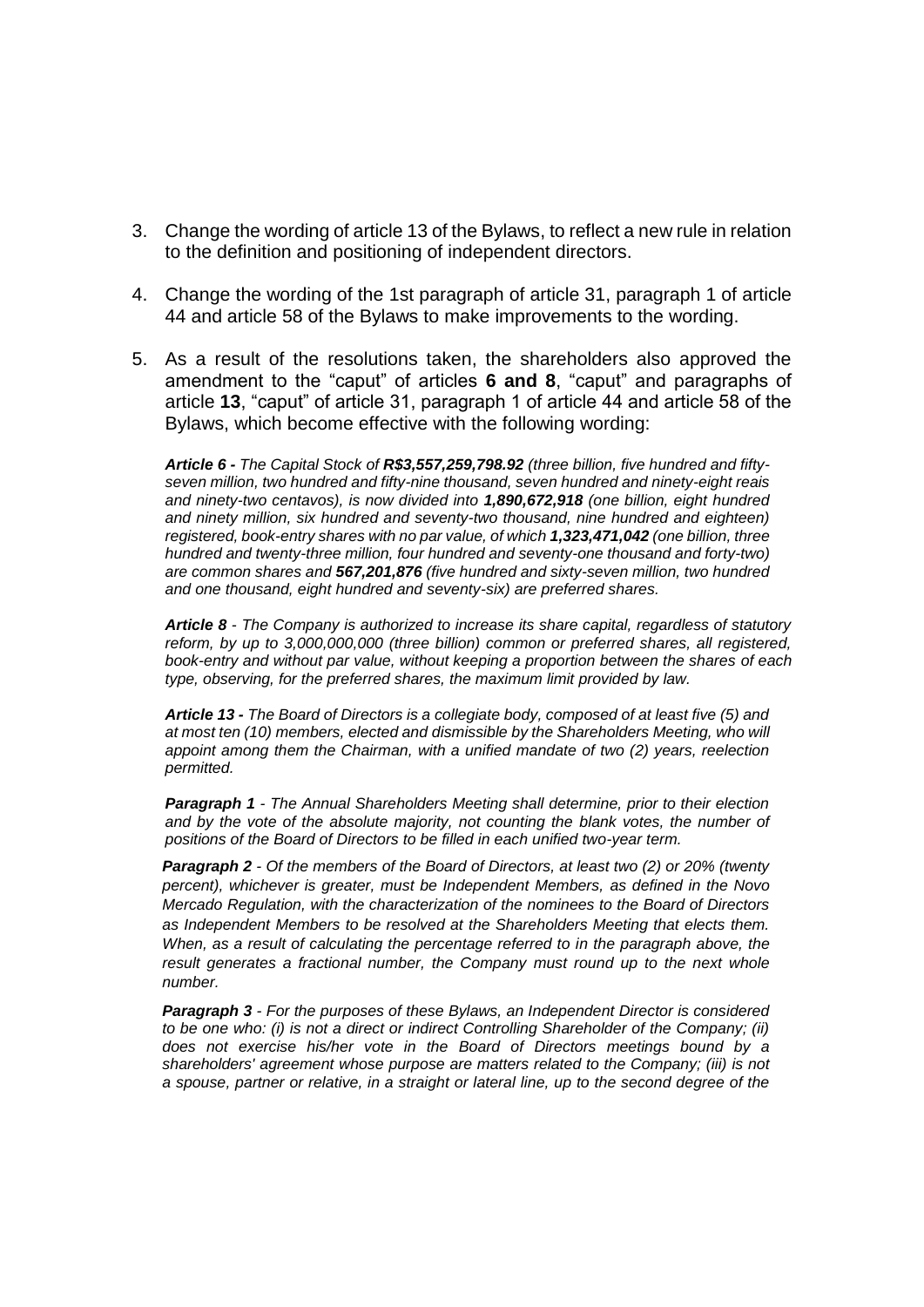3. Change the wording of article 13 of the Bylaws, to reflect a new rule in relation to the definition and positioning of independent directors.

4. Change the wording of the 1st paragraph of article 31, paragraph 1 of article 44 and article 58 of the Bylaws to make improvements to the wording.

5. As a result of the resolutions taken, the shareholders also approved the amendment to the "caput" of articles **6 and 8**, "caput" and paragraphs of article **13**, "caput" of article 31, paragraph 1 of article 44 and article 58 of the Bylaws, which become effective with the following wording:

*__Article 6 -__ The Capital Stock of __R$3,557,259,798.92__ (three billion, five hundred and fifty-seven million, two hundred and fifty-nine thousand, seven hundred and ninety-eight reais and ninety-two centavos), is now divided into __1,890,672,918__ (one billion, eight hundred and ninety million, six hundred and seventy-two thousand, nine hundred and eighteen) registered, book-entry shares with no par value, of which __1,323,471,042__ (one billion, three hundred and twenty-three million, four hundred and seventy-one thousand and forty-two) are common shares and __567,201,876__ (five hundred and sixty-seven million, two hundred and one thousand, eight hundred and seventy-six) are preferred shares.*

*__Article 8__ - The Company is authorized to increase its share capital, regardless of statutory reform, by up to 3,000,000,000 (three billion) common or preferred shares, all registered, book-entry and without par value, without keeping a proportion between the shares of each type, observing, for the preferred shares, the maximum limit provided by law.*

*__Article 13 -__ The Board of Directors is a collegiate body, composed of at least five (5) and at most ten (10) members, elected and dismissible by the Shareholders Meeting, who will appoint among them the Chairman, with a unified mandate of two (2) years, reelection permitted.*

*__Paragraph 1__ - The Annual Shareholders Meeting shall determine, prior to their election and by the vote of the absolute majority, not counting the blank votes, the number of positions of the Board of Directors to be filled in each unified two-year term.*

*__Paragraph 2__ - Of the members of the Board of Directors, at least two (2) or 20% (twenty percent), whichever is greater, must be Independent Members, as defined in the Novo Mercado Regulation, with the characterization of the nominees to the Board of Directors as Independent Members to be resolved at the Shareholders Meeting that elects them. When, as a result of calculating the percentage referred to in the paragraph above, the result generates a fractional number, the Company must round up to the next whole number.*

*__Paragraph 3__ - For the purposes of these Bylaws, an Independent Director is considered to be one who: (i) is not a direct or indirect Controlling Shareholder of the Company; (ii) does not exercise his/her vote in the Board of Directors meetings bound by a shareholders' agreement whose purpose are matters related to the Company; (iii) is not a spouse, partner or relative, in a straight or lateral line, up to the second degree of the*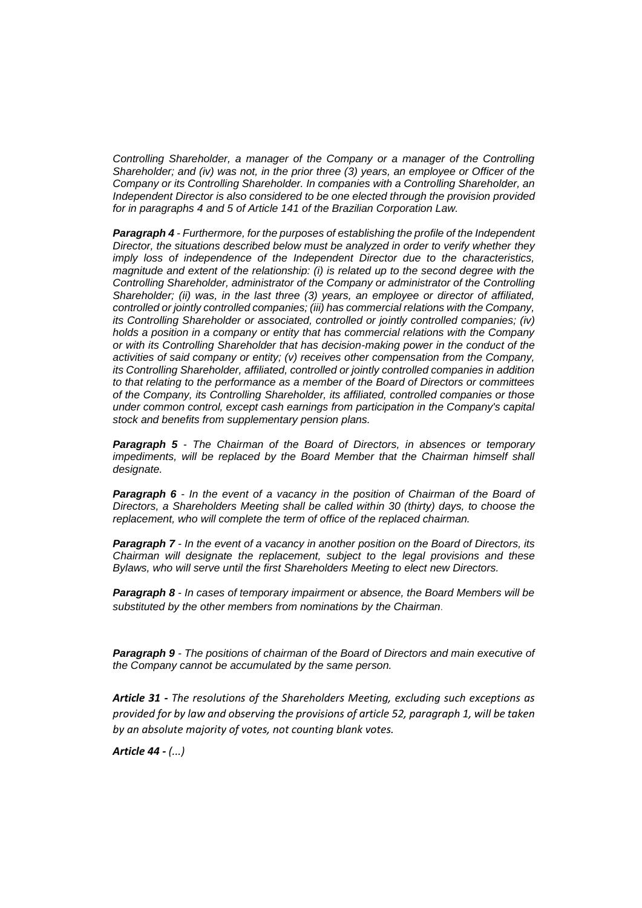*Controlling Shareholder, a manager of the Company or a manager of the Controlling Shareholder; and (iv) was not, in the prior three (3) years, an employee or Officer of the Company or its Controlling Shareholder. In companies with a Controlling Shareholder, an Independent Director is also considered to be one elected through the provision provided for in paragraphs 4 and 5 of Article 141 of the Brazilian Corporation Law.*

***Paragraph 4*** *- Furthermore, for the purposes of establishing the profile of the Independent Director, the situations described below must be analyzed in order to verify whether they imply loss of independence of the Independent Director due to the characteristics, magnitude and extent of the relationship: (i) is related up to the second degree with the Controlling Shareholder, administrator of the Company or administrator of the Controlling Shareholder; (ii) was, in the last three (3) years, an employee or director of affiliated, controlled or jointly controlled companies; (iii) has commercial relations with the Company, its Controlling Shareholder or associated, controlled or jointly controlled companies; (iv) holds a position in a company or entity that has commercial relations with the Company or with its Controlling Shareholder that has decision-making power in the conduct of the activities of said company or entity; (v) receives other compensation from the Company, its Controlling Shareholder, affiliated, controlled or jointly controlled companies in addition to that relating to the performance as a member of the Board of Directors or committees of the Company, its Controlling Shareholder, its affiliated, controlled companies or those under common control, except cash earnings from participation in the Company's capital stock and benefits from supplementary pension plans.*

***Paragraph 5*** *- The Chairman of the Board of Directors, in absences or temporary impediments, will be replaced by the Board Member that the Chairman himself shall designate.*

***Paragraph 6*** *- In the event of a vacancy in the position of Chairman of the Board of Directors, a Shareholders Meeting shall be called within 30 (thirty) days, to choose the replacement, who will complete the term of office of the replaced chairman.*

***Paragraph 7*** *- In the event of a vacancy in another position on the Board of Directors, its Chairman will designate the replacement, subject to the legal provisions and these Bylaws, who will serve until the first Shareholders Meeting to elect new Directors.*

***Paragraph 8*** *- In cases of temporary impairment or absence, the Board Members will be substituted by the other members from nominations by the Chairman.*

***Paragraph 9*** *- The positions of chairman of the Board of Directors and main executive of the Company cannot be accumulated by the same person.*

***Article 31 -*** *The resolutions of the Shareholders Meeting, excluding such exceptions as provided for by law and observing the provisions of article 52, paragraph 1, will be taken by an absolute majority of votes, not counting blank votes.*

***Article 44 -*** *(...)*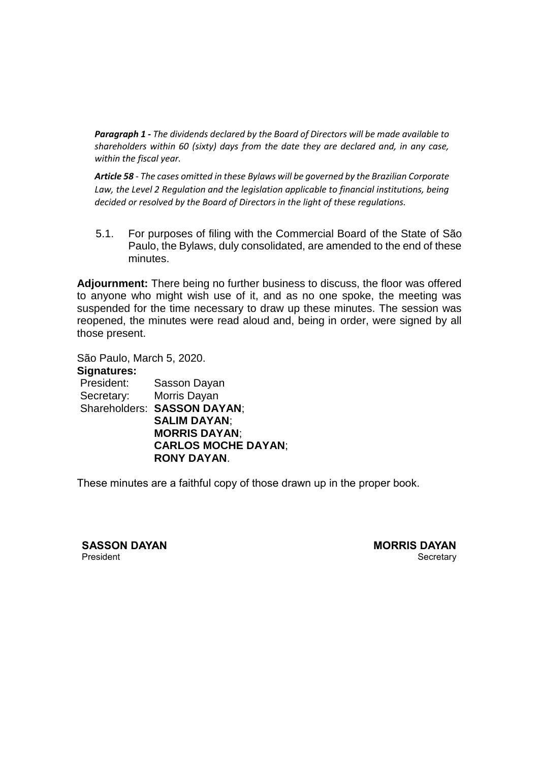***Paragraph 1 -** The dividends declared by the Board of Directors will be made available to shareholders within 60 (sixty) days from the date they are declared and, in any case, within the fiscal year.*

***Article 58** - The cases omitted in these Bylaws will be governed by the Brazilian Corporate Law, the Level 2 Regulation and the legislation applicable to financial institutions, being decided or resolved by the Board of Directors in the light of these regulations.*

5.1. For purposes of filing with the Commercial Board of the State of São Paulo, the Bylaws, duly consolidated, are amended to the end of these minutes.

**Adjournment:** There being no further business to discuss, the floor was offered to anyone who might wish use of it, and as no one spoke, the meeting was suspended for the time necessary to draw up these minutes. The session was reopened, the minutes were read aloud and, being in order, were signed by all those present.

São Paulo, March 5, 2020.

**Signatures:**

President: Sasson Dayan
Secretary: Morris Dayan
Shareholders: **SASSON DAYAN**;
**SALIM DAYAN**;
**MORRIS DAYAN**;
**CARLOS MOCHE DAYAN**;
**RONY DAYAN**.

These minutes are a faithful copy of those drawn up in the proper book.

**SASSON DAYAN**
President

**MORRIS DAYAN**
Secretary